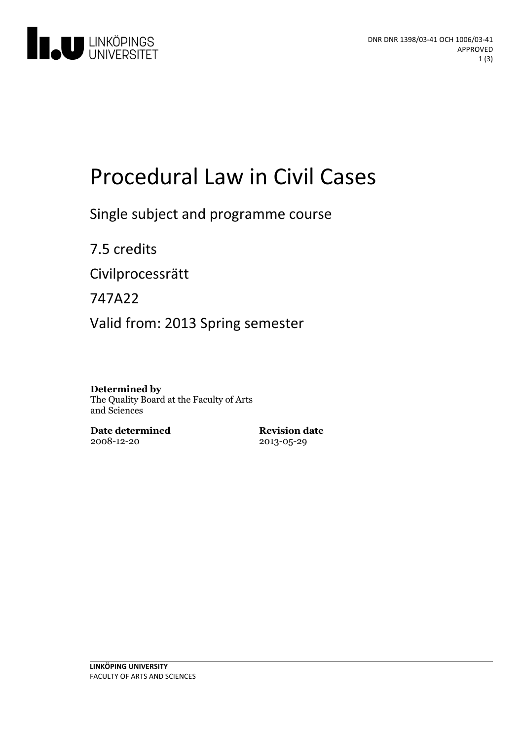DNR DNR 1398/03-41 OCH 1006/03-41
APPROVED

# Procedural Law in Civil Cases

Single subject and programme course

7.5 credits

Civilprocessrätt

747A22

Valid from: 2013 Spring semester

**Determined by**
The Quality Board at the Faculty of Arts and Sciences

**Date determined**
2008-12-20

**Revision date**
2013-05-29

**LINKÖPING UNIVERSITY**
FACULTY OF ARTS AND SCIENCES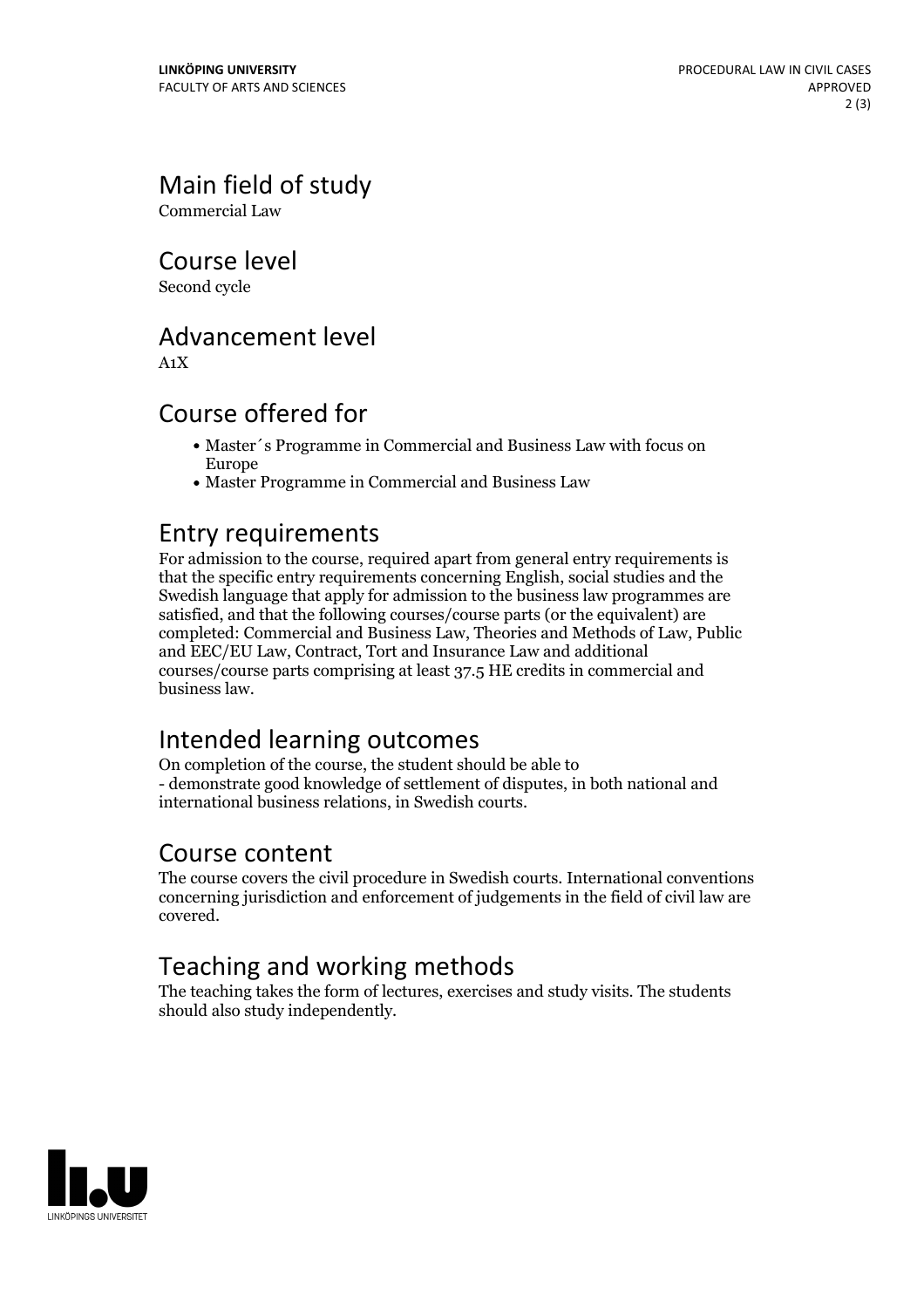## Main field of study

Commercial Law

## Course level

Second cycle

## Advancement level

A1X

## Course offered for

- Master´s Programme in Commercial and Business Law with focus on Europe
- Master Programme in Commercial and Business Law

## Entry requirements

For admission to the course, required apart from general entry requirements is that the specific entry requirements concerning English, social studies and the Swedish language that apply for admission to the business law programmes are satisfied, and that the following courses/course parts (or the equivalent) are completed: Commercial and Business Law, Theories and Methods of Law, Public and EEC/EU Law, Contract, Tort and Insurance Law and additional courses/course parts comprising at least 37.5 HE credits in commercial and business law.

## Intended learning outcomes

On completion of the course, the student should be able to
- demonstrate good knowledge of settlement of disputes, in both national and international business relations, in Swedish courts.

## Course content

The course covers the civil procedure in Swedish courts. International conventions concerning jurisdiction and enforcement of judgements in the field of civil law are covered.

## Teaching and working methods

The teaching takes the form of lectures, exercises and study visits. The students should also study independently.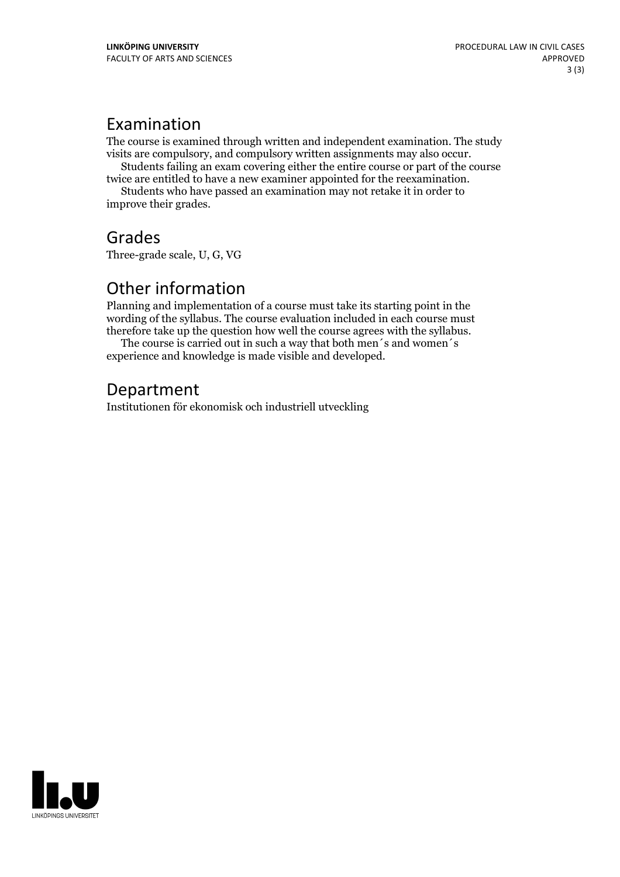## Examination

The course is examined through written and independent examination. The study visits are compulsory, and compulsory written assignments may also occur.

Students failing an exam covering either the entire course or part of the course twice are entitled to have a new examiner appointed for the reexamination.

Students who have passed an examination may not retake it in order to improve their grades.

## Grades

Three-grade scale, U, G, VG

## Other information

Planning and implementation of a course must take its starting point in the wording of the syllabus. The course evaluation included in each course must therefore take up the question how well the course agrees with the syllabus.

The course is carried out in such a way that both men´s and women´s experience and knowledge is made visible and developed.

## Department

Institutionen för ekonomisk och industriell utveckling